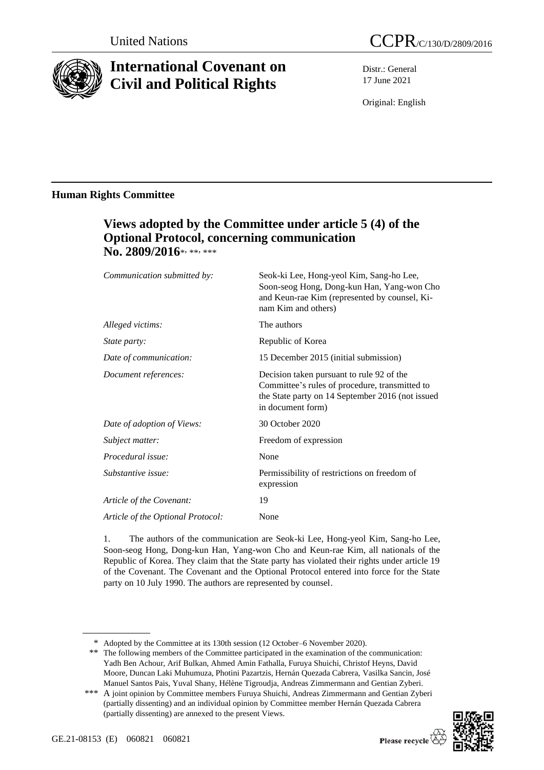United Nations

# CCPR/C/130/D/2809/2016

# International Covenant on Civil and Political Rights

Distr.: General
17 June 2021

Original: English

## Human Rights Committee

### Views adopted by the Committee under article 5 (4) of the Optional Protocol, concerning communication No. 2809/2016*, **, ***

| | |
|---|---|
| *Communication submitted by:* | Seok-ki Lee, Hong-yeol Kim, Sang-ho Lee, Soon-seog Hong, Dong-kun Han, Yang-won Cho and Keun-rae Kim (represented by counsel, Ki-nam Kim and others) |
| *Alleged victims:* | The authors |
| *State party:* | Republic of Korea |
| *Date of communication:* | 15 December 2015 (initial submission) |
| *Document references:* | Decision taken pursuant to rule 92 of the Committee's rules of procedure, transmitted to the State party on 14 September 2016 (not issued in document form) |
| *Date of adoption of Views:* | 30 October 2020 |
| *Subject matter:* | Freedom of expression |
| *Procedural issue:* | None |
| *Substantive issue:* | Permissibility of restrictions on freedom of expression |
| *Article of the Covenant:* | 19 |
| *Article of the Optional Protocol:* | None |

1. The authors of the communication are Seok-ki Lee, Hong-yeol Kim, Sang-ho Lee, Soon-seog Hong, Dong-kun Han, Yang-won Cho and Keun-rae Kim, all nationals of the Republic of Korea. They claim that the State party has violated their rights under article 19 of the Covenant. The Covenant and the Optional Protocol entered into force for the State party on 10 July 1990. The authors are represented by counsel.

---

\* Adopted by the Committee at its 130th session (12 October–6 November 2020).

\*\* The following members of the Committee participated in the examination of the communication: Yadh Ben Achour, Arif Bulkan, Ahmed Amin Fathalla, Furuya Shuichi, Christof Heyns, David Moore, Duncan Laki Muhumuza, Photini Pazartzis, Hernán Quezada Cabrera, Vasilka Sancin, José Manuel Santos Pais, Yuval Shany, Hélène Tigroudja, Andreas Zimmermann and Gentian Zyberi.

\*\*\* A joint opinion by Committee members Furuya Shuichi, Andreas Zimmermann and Gentian Zyberi (partially dissenting) and an individual opinion by Committee member Hernán Quezada Cabrera (partially dissenting) are annexed to the present Views.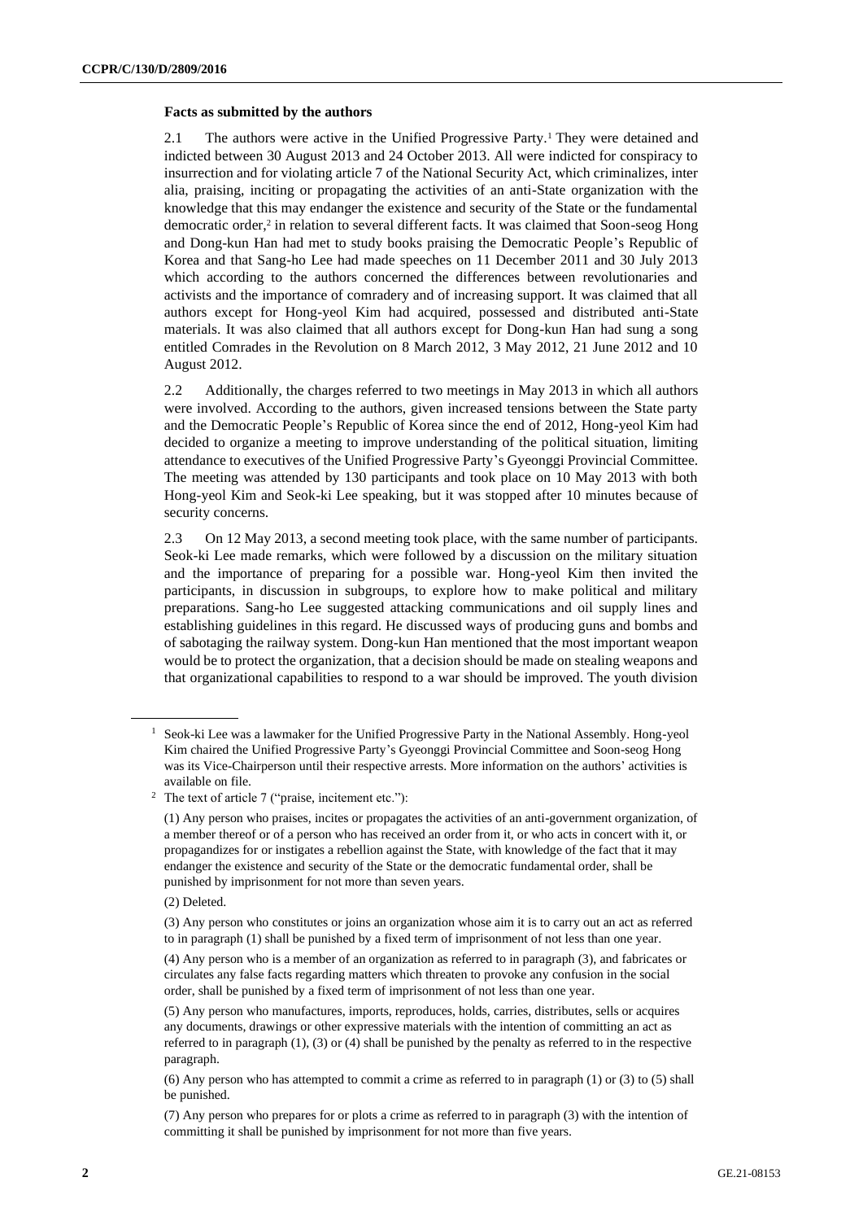### Facts as submitted by the authors

2.1 The authors were active in the Unified Progressive Party.[1] They were detained and indicted between 30 August 2013 and 24 October 2013. All were indicted for conspiracy to insurrection and for violating article 7 of the National Security Act, which criminalizes, inter alia, praising, inciting or propagating the activities of an anti-State organization with the knowledge that this may endanger the existence and security of the State or the fundamental democratic order,[2] in relation to several different facts. It was claimed that Soon-seog Hong and Dong-kun Han had met to study books praising the Democratic People's Republic of Korea and that Sang-ho Lee had made speeches on 11 December 2011 and 30 July 2013 which according to the authors concerned the differences between revolutionaries and activists and the importance of comradery and of increasing support. It was claimed that all authors except for Hong-yeol Kim had acquired, possessed and distributed anti-State materials. It was also claimed that all authors except for Dong-kun Han had sung a song entitled Comrades in the Revolution on 8 March 2012, 3 May 2012, 21 June 2012 and 10 August 2012.

2.2 Additionally, the charges referred to two meetings in May 2013 in which all authors were involved. According to the authors, given increased tensions between the State party and the Democratic People's Republic of Korea since the end of 2012, Hong-yeol Kim had decided to organize a meeting to improve understanding of the political situation, limiting attendance to executives of the Unified Progressive Party's Gyeonggi Provincial Committee. The meeting was attended by 130 participants and took place on 10 May 2013 with both Hong-yeol Kim and Seok-ki Lee speaking, but it was stopped after 10 minutes because of security concerns.

2.3 On 12 May 2013, a second meeting took place, with the same number of participants. Seok-ki Lee made remarks, which were followed by a discussion on the military situation and the importance of preparing for a possible war. Hong-yeol Kim then invited the participants, in discussion in subgroups, to explore how to make political and military preparations. Sang-ho Lee suggested attacking communications and oil supply lines and establishing guidelines in this regard. He discussed ways of producing guns and bombs and of sabotaging the railway system. Dong-kun Han mentioned that the most important weapon would be to protect the organization, that a decision should be made on stealing weapons and that organizational capabilities to respond to a war should be improved. The youth division

---

[1] Seok-ki Lee was a lawmaker for the Unified Progressive Party in the National Assembly. Hong-yeol Kim chaired the Unified Progressive Party's Gyeonggi Provincial Committee and Soon-seog Hong was its Vice-Chairperson until their respective arrests. More information on the authors' activities is available on file.

[2] The text of article 7 ("praise, incitement etc."):

(1) Any person who praises, incites or propagates the activities of an anti-government organization, of a member thereof or of a person who has received an order from it, or who acts in concert with it, or propagandizes for or instigates a rebellion against the State, with knowledge of the fact that it may endanger the existence and security of the State or the democratic fundamental order, shall be punished by imprisonment for not more than seven years.

(2) Deleted.

(3) Any person who constitutes or joins an organization whose aim it is to carry out an act as referred to in paragraph (1) shall be punished by a fixed term of imprisonment of not less than one year.

(4) Any person who is a member of an organization as referred to in paragraph (3), and fabricates or circulates any false facts regarding matters which threaten to provoke any confusion in the social order, shall be punished by a fixed term of imprisonment of not less than one year.

(5) Any person who manufactures, imports, reproduces, holds, carries, distributes, sells or acquires any documents, drawings or other expressive materials with the intention of committing an act as referred to in paragraph (1), (3) or (4) shall be punished by the penalty as referred to in the respective paragraph.

(6) Any person who has attempted to commit a crime as referred to in paragraph (1) or (3) to (5) shall be punished.

(7) Any person who prepares for or plots a crime as referred to in paragraph (3) with the intention of committing it shall be punished by imprisonment for not more than five years.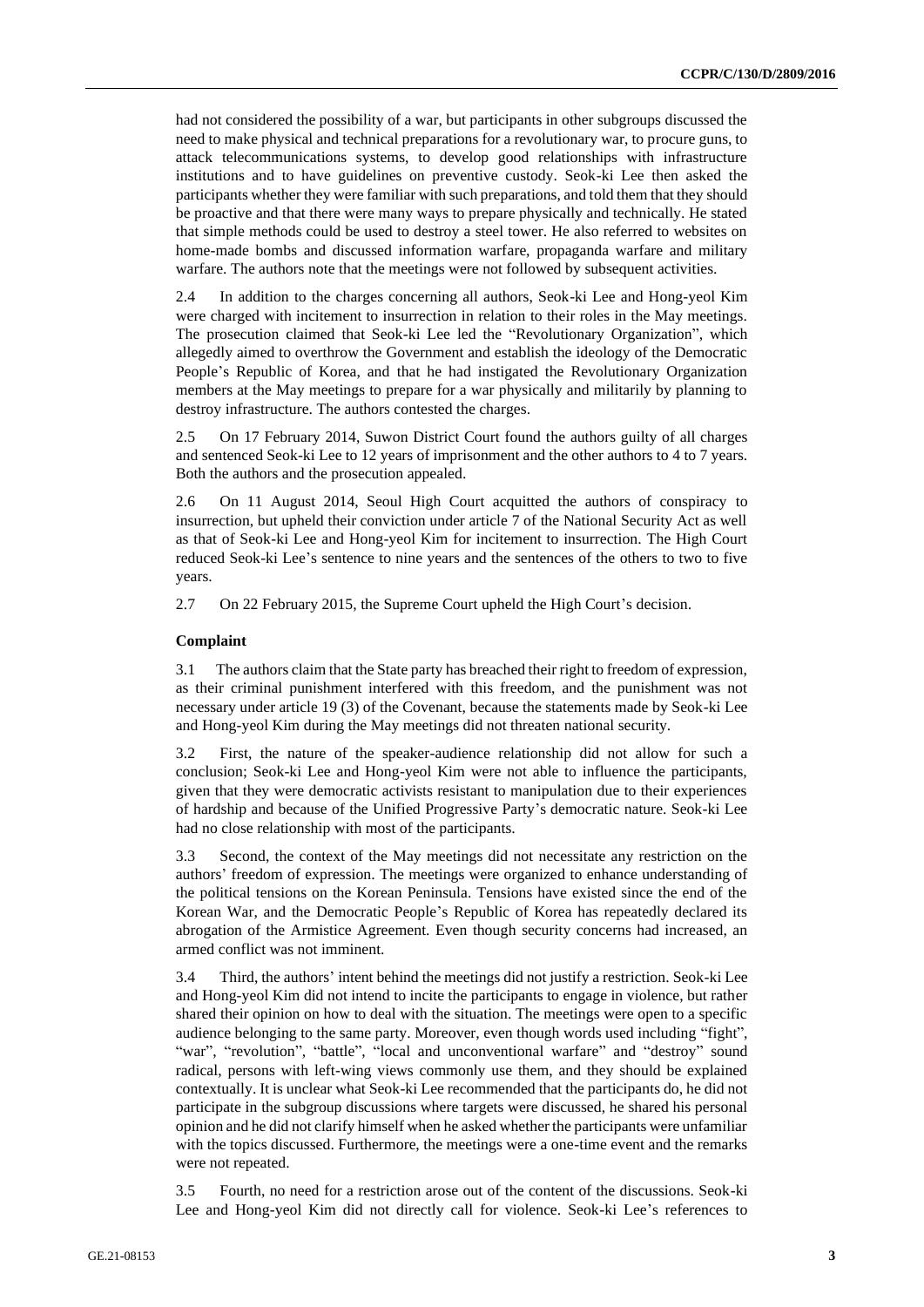had not considered the possibility of a war, but participants in other subgroups discussed the need to make physical and technical preparations for a revolutionary war, to procure guns, to attack telecommunications systems, to develop good relationships with infrastructure institutions and to have guidelines on preventive custody. Seok-ki Lee then asked the participants whether they were familiar with such preparations, and told them that they should be proactive and that there were many ways to prepare physically and technically. He stated that simple methods could be used to destroy a steel tower. He also referred to websites on home-made bombs and discussed information warfare, propaganda warfare and military warfare. The authors note that the meetings were not followed by subsequent activities.

2.4 In addition to the charges concerning all authors, Seok-ki Lee and Hong-yeol Kim were charged with incitement to insurrection in relation to their roles in the May meetings. The prosecution claimed that Seok-ki Lee led the "Revolutionary Organization", which allegedly aimed to overthrow the Government and establish the ideology of the Democratic People's Republic of Korea, and that he had instigated the Revolutionary Organization members at the May meetings to prepare for a war physically and militarily by planning to destroy infrastructure. The authors contested the charges.

2.5 On 17 February 2014, Suwon District Court found the authors guilty of all charges and sentenced Seok-ki Lee to 12 years of imprisonment and the other authors to 4 to 7 years. Both the authors and the prosecution appealed.

2.6 On 11 August 2014, Seoul High Court acquitted the authors of conspiracy to insurrection, but upheld their conviction under article 7 of the National Security Act as well as that of Seok-ki Lee and Hong-yeol Kim for incitement to insurrection. The High Court reduced Seok-ki Lee's sentence to nine years and the sentences of the others to two to five years.

2.7 On 22 February 2015, the Supreme Court upheld the High Court's decision.

### Complaint

3.1 The authors claim that the State party has breached their right to freedom of expression, as their criminal punishment interfered with this freedom, and the punishment was not necessary under article 19 (3) of the Covenant, because the statements made by Seok-ki Lee and Hong-yeol Kim during the May meetings did not threaten national security.

3.2 First, the nature of the speaker-audience relationship did not allow for such a conclusion; Seok-ki Lee and Hong-yeol Kim were not able to influence the participants, given that they were democratic activists resistant to manipulation due to their experiences of hardship and because of the Unified Progressive Party's democratic nature. Seok-ki Lee had no close relationship with most of the participants.

3.3 Second, the context of the May meetings did not necessitate any restriction on the authors' freedom of expression. The meetings were organized to enhance understanding of the political tensions on the Korean Peninsula. Tensions have existed since the end of the Korean War, and the Democratic People's Republic of Korea has repeatedly declared its abrogation of the Armistice Agreement. Even though security concerns had increased, an armed conflict was not imminent.

3.4 Third, the authors' intent behind the meetings did not justify a restriction. Seok-ki Lee and Hong-yeol Kim did not intend to incite the participants to engage in violence, but rather shared their opinion on how to deal with the situation. The meetings were open to a specific audience belonging to the same party. Moreover, even though words used including "fight", "war", "revolution", "battle", "local and unconventional warfare" and "destroy" sound radical, persons with left-wing views commonly use them, and they should be explained contextually. It is unclear what Seok-ki Lee recommended that the participants do, he did not participate in the subgroup discussions when targets were discussed, he shared his personal opinion and he did not clarify himself when he asked whether the participants were unfamiliar with the topics discussed. Furthermore, the meetings were a one-time event and the remarks were not repeated.

3.5 Fourth, no need for a restriction arose out of the content of the discussions. Seok-ki Lee and Hong-yeol Kim did not directly call for violence. Seok-ki Lee's references to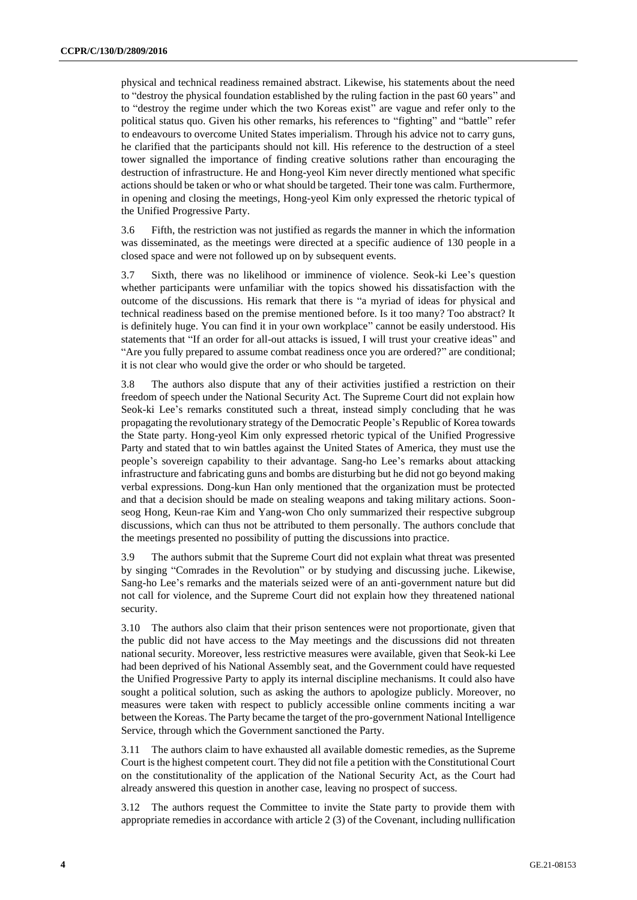physical and technical readiness remained abstract. Likewise, his statements about the need to "destroy the physical foundation established by the ruling faction in the past 60 years" and to "destroy the regime under which the two Koreas exist" are vague and refer only to the political status quo. Given his other remarks, his references to "fighting" and "battle" refer to endeavours to overcome United States imperialism. Through his advice not to carry guns, he clarified that the participants should not kill. His reference to the destruction of a steel tower signalled the importance of finding creative solutions rather than encouraging the destruction of infrastructure. He and Hong-yeol Kim never directly mentioned what specific actions should be taken or who or what should be targeted. Their tone was calm. Furthermore, in opening and closing the meetings, Hong-yeol Kim only expressed the rhetoric typical of the Unified Progressive Party.

3.6 Fifth, the restriction was not justified as regards the manner in which the information was disseminated, as the meetings were directed at a specific audience of 130 people in a closed space and were not followed up on by subsequent events.

3.7 Sixth, there was no likelihood or imminence of violence. Seok-ki Lee's question whether participants were unfamiliar with the topics showed his dissatisfaction with the outcome of the discussions. His remark that there is "a myriad of ideas for physical and technical readiness based on the premise mentioned before. Is it too many? Too abstract? It is definitely huge. You can find it in your own workplace" cannot be easily understood. His statements that "If an order for all-out attacks is issued, I will trust your creative ideas" and "Are you fully prepared to assume combat readiness once you are ordered?" are conditional; it is not clear who would give the order or who should be targeted.

3.8 The authors also dispute that any of their activities justified a restriction on their freedom of speech under the National Security Act. The Supreme Court did not explain how Seok-ki Lee's remarks constituted such a threat, instead simply concluding that he was propagating the revolutionary strategy of the Democratic People's Republic of Korea towards the State party. Hong-yeol Kim only expressed rhetoric typical of the Unified Progressive Party and stated that to win battles against the United States of America, they must use the people's sovereign capability to their advantage. Sang-ho Lee's remarks about attacking infrastructure and fabricating guns and bombs are disturbing but he did not go beyond making verbal expressions. Dong-kun Han only mentioned that the organization must be protected and that a decision should be made on stealing weapons and taking military actions. Soon-seog Hong, Keun-rae Kim and Yang-won Cho only summarized their respective subgroup discussions, which can thus not be attributed to them personally. The authors conclude that the meetings presented no possibility of putting the discussions into practice.

3.9 The authors submit that the Supreme Court did not explain what threat was presented by singing "Comrades in the Revolution" or by studying and discussing juche. Likewise, Sang-ho Lee's remarks and the materials seized were of an anti-government nature but did not call for violence, and the Supreme Court did not explain how they threatened national security.

3.10 The authors also claim that their prison sentences were not proportionate, given that the public did not have access to the May meetings and the discussions did not threaten national security. Moreover, less restrictive measures were available, given that Seok-ki Lee had been deprived of his National Assembly seat, and the Government could have requested the Unified Progressive Party to apply its internal discipline mechanisms. It could also have sought a political solution, such as asking the authors to apologize publicly. Moreover, no measures were taken with respect to publicly accessible online comments inciting a war between the Koreas. The Party became the target of the pro-government National Intelligence Service, through which the Government sanctioned the Party.

3.11 The authors claim to have exhausted all available domestic remedies, as the Supreme Court is the highest competent court. They did not file a petition with the Constitutional Court on the constitutionality of the application of the National Security Act, as the Court had already answered this question in another case, leaving no prospect of success.

3.12 The authors request the Committee to invite the State party to provide them with appropriate remedies in accordance with article 2 (3) of the Covenant, including nullification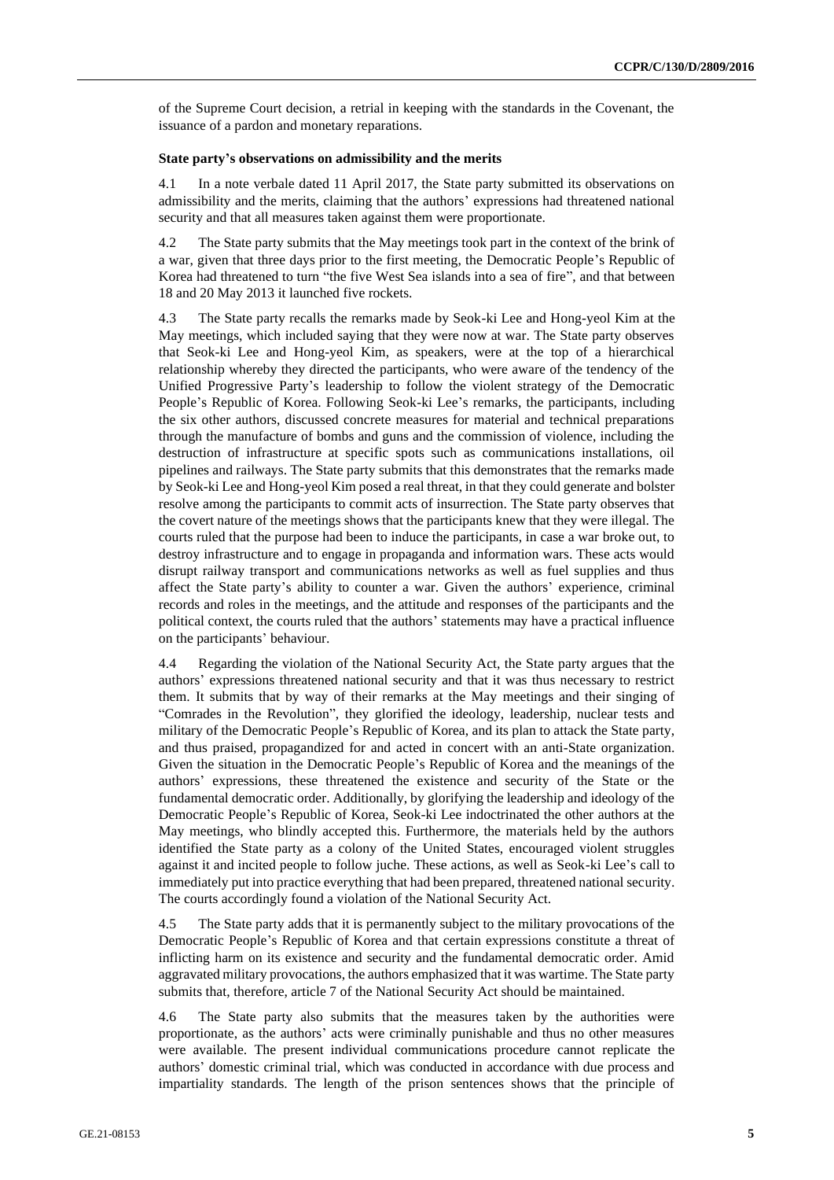of the Supreme Court decision, a retrial in keeping with the standards in the Covenant, the issuance of a pardon and monetary reparations.

**State party's observations on admissibility and the merits**

4.1 In a note verbale dated 11 April 2017, the State party submitted its observations on admissibility and the merits, claiming that the authors' expressions had threatened national security and that all measures taken against them were proportionate.

4.2 The State party submits that the May meetings took part in the context of the brink of a war, given that three days prior to the first meeting, the Democratic People's Republic of Korea had threatened to turn "the five West Sea islands into a sea of fire", and that between 18 and 20 May 2013 it launched five rockets.

4.3 The State party recalls the remarks made by Seok-ki Lee and Hong-yeol Kim at the May meetings, which included saying that they were now at war. The State party observes that Seok-ki Lee and Hong-yeol Kim, as speakers, were at the top of a hierarchical relationship whereby they directed the participants, who were aware of the tendency of the Unified Progressive Party's leadership to follow the violent strategy of the Democratic People's Republic of Korea. Following Seok-ki Lee's remarks, the participants, including the six other authors, discussed concrete measures for material and technical preparations through the manufacture of bombs and guns and the commission of violence, including the destruction of infrastructure at specific spots such as communications installations, oil pipelines and railways. The State party submits that this demonstrates that the remarks made by Seok-ki Lee and Hong-yeol Kim posed a real threat, in that they could generate and bolster resolve among the participants to commit acts of insurrection. The State party observes that the covert nature of the meetings shows that the participants knew that they were illegal. The courts ruled that the purpose had been to induce the participants, in case a war broke out, to destroy infrastructure and to engage in propaganda and information wars. These acts would disrupt railway transport and communications networks as well as fuel supplies and thus affect the State party's ability to counter a war. Given the authors' experience, criminal records and roles in the meetings, and the attitude and responses of the participants and the political context, the courts ruled that the authors' statements may have a practical influence on the participants' behaviour.

4.4 Regarding the violation of the National Security Act, the State party argues that the authors' expressions threatened national security and that it was thus necessary to restrict them. It submits that by way of their remarks at the May meetings and their singing of "Comrades in the Revolution", they glorified the ideology, leadership, nuclear tests and military of the Democratic People's Republic of Korea, and its plan to attack the State party, and thus praised, propagandized for and acted in concert with an anti-State organization. Given the situation in the Democratic People's Republic of Korea and the meanings of the authors' expressions, these threatened the existence and security of the State or the fundamental democratic order. Additionally, by glorifying the leadership and ideology of the Democratic People's Republic of Korea, Seok-ki Lee indoctrinated the other authors at the May meetings, who blindly accepted this. Furthermore, the materials held by the authors identified the State party as a colony of the United States, encouraged violent struggles against it and incited people to follow juche. These actions, as well as Seok-ki Lee's call to immediately put into practice everything that had been prepared, threatened national security. The courts accordingly found a violation of the National Security Act.

4.5 The State party adds that it is permanently subject to the military provocations of the Democratic People's Republic of Korea and that certain expressions constitute a threat of inflicting harm on its existence and security and the fundamental democratic order. Amid aggravated military provocations, the authors emphasized that it was wartime. The State party submits that, therefore, article 7 of the National Security Act should be maintained.

4.6 The State party also submits that the measures taken by the authorities were proportionate, as the authors' acts were criminally punishable and thus no other measures were available. The present individual communications procedure cannot replicate the authors' domestic criminal trial, which was conducted in accordance with due process and impartiality standards. The length of the prison sentences shows that the principle of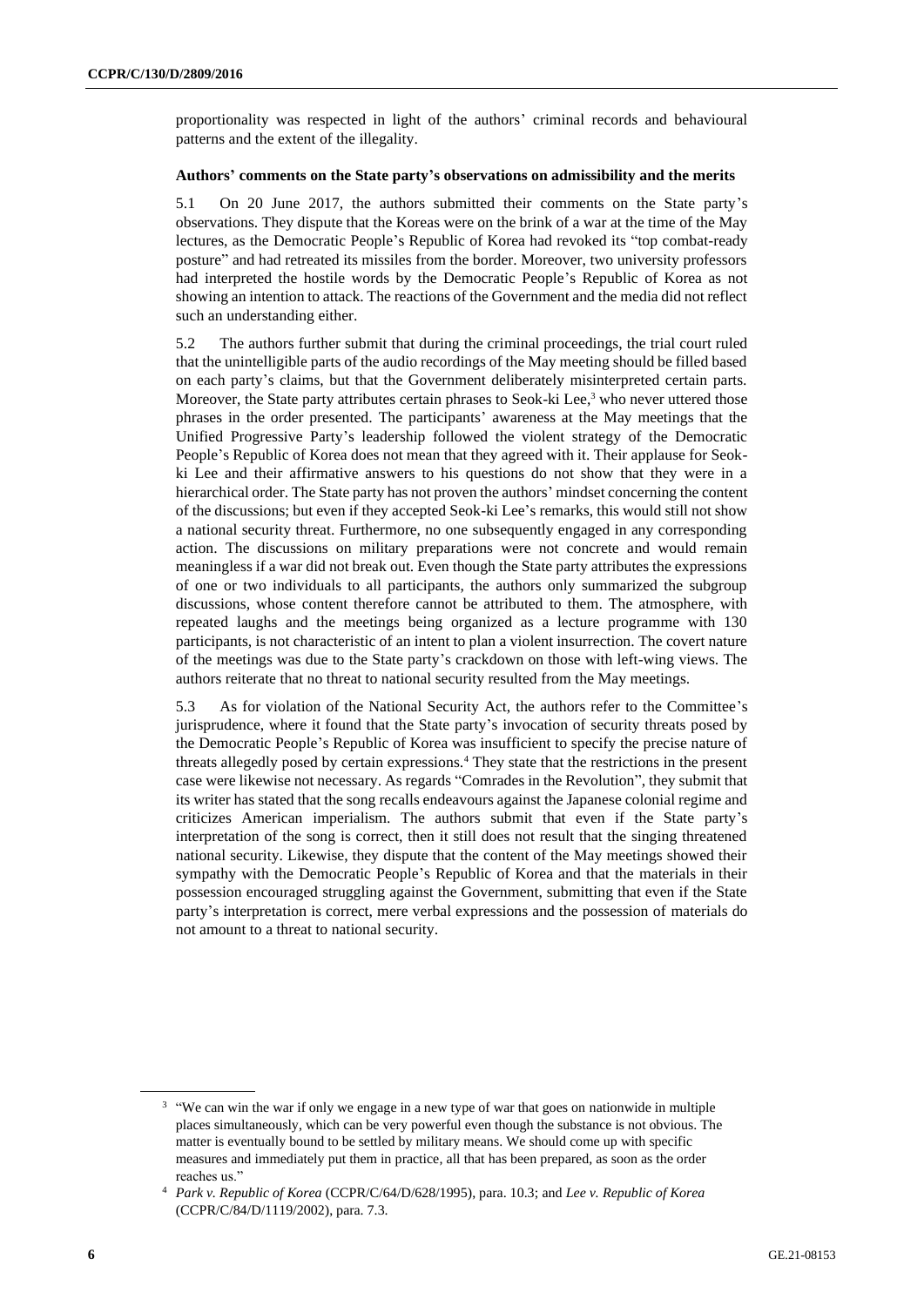proportionality was respected in light of the authors' criminal records and behavioural patterns and the extent of the illegality.

### Authors' comments on the State party's observations on admissibility and the merits

5.1 On 20 June 2017, the authors submitted their comments on the State party's observations. They dispute that the Koreas were on the brink of a war at the time of the May lectures, as the Democratic People's Republic of Korea had revoked its "top combat-ready posture" and had retreated its missiles from the border. Moreover, two university professors had interpreted the hostile words by the Democratic People's Republic of Korea as not showing an intention to attack. The reactions of the Government and the media did not reflect such an understanding either.

5.2 The authors further submit that during the criminal proceedings, the trial court ruled that the unintelligible parts of the audio recordings of the May meeting should be filled based on each party's claims, but that the Government deliberately misinterpreted certain parts. Moreover, the State party attributes certain phrases to Seok-ki Lee,[3] who never uttered those phrases in the order presented. The participants' awareness at the May meetings that the Unified Progressive Party's leadership followed the violent strategy of the Democratic People's Republic of Korea does not mean that they agreed with it. Their applause for Seok-ki Lee and their affirmative answers to his questions do not show that they were in a hierarchical order. The State party has not proven the authors' mindset concerning the content of the discussions; but even if they accepted Seok-ki Lee's remarks, this would still not show a national security threat. Furthermore, no one subsequently engaged in any corresponding action. The discussions on military preparations were not concrete and would remain meaningless if a war did not break out. Even though the State party attributes the expressions of one or two individuals to all participants, the authors only summarized the subgroup discussions, whose content therefore cannot be attributed to them. The atmosphere, with repeated laughs and the meetings being organized as a lecture programme with 130 participants, is not characteristic of an intent to plan a violent insurrection. The covert nature of the meetings was due to the State party's crackdown on those with left-wing views. The authors reiterate that no threat to national security resulted from the May meetings.

5.3 As for violation of the National Security Act, the authors refer to the Committee's jurisprudence, where it found that the State party's invocation of security threats posed by the Democratic People's Republic of Korea was insufficient to specify the precise nature of threats allegedly posed by certain expressions.[4] They state that the restrictions in the present case were likewise not necessary. As regards "Comrades in the Revolution", they submit that its writer has stated that the song recalls endeavours against the Japanese colonial regime and criticizes American imperialism. The authors submit that even if the State party's interpretation of the song is correct, then it still does not result that the singing threatened national security. Likewise, they dispute that the content of the May meetings showed their sympathy with the Democratic People's Republic of Korea and that the materials in their possession encouraged struggling against the Government, submitting that even if the State party's interpretation is correct, mere verbal expressions and the possession of materials do not amount to a threat to national security.

---

[3] "We can win the war if only we engage in a new type of war that goes on nationwide in multiple places simultaneously, which can be very powerful even though the substance is not obvious. The matter is eventually bound to be settled by military means. We should come up with specific measures and immediately put them in practice, all that has been prepared, as soon as the order reaches us."

[4] *Park v. Republic of Korea* (CCPR/C/64/D/628/1995), para. 10.3; and *Lee v. Republic of Korea* (CCPR/C/84/D/1119/2002), para. 7.3.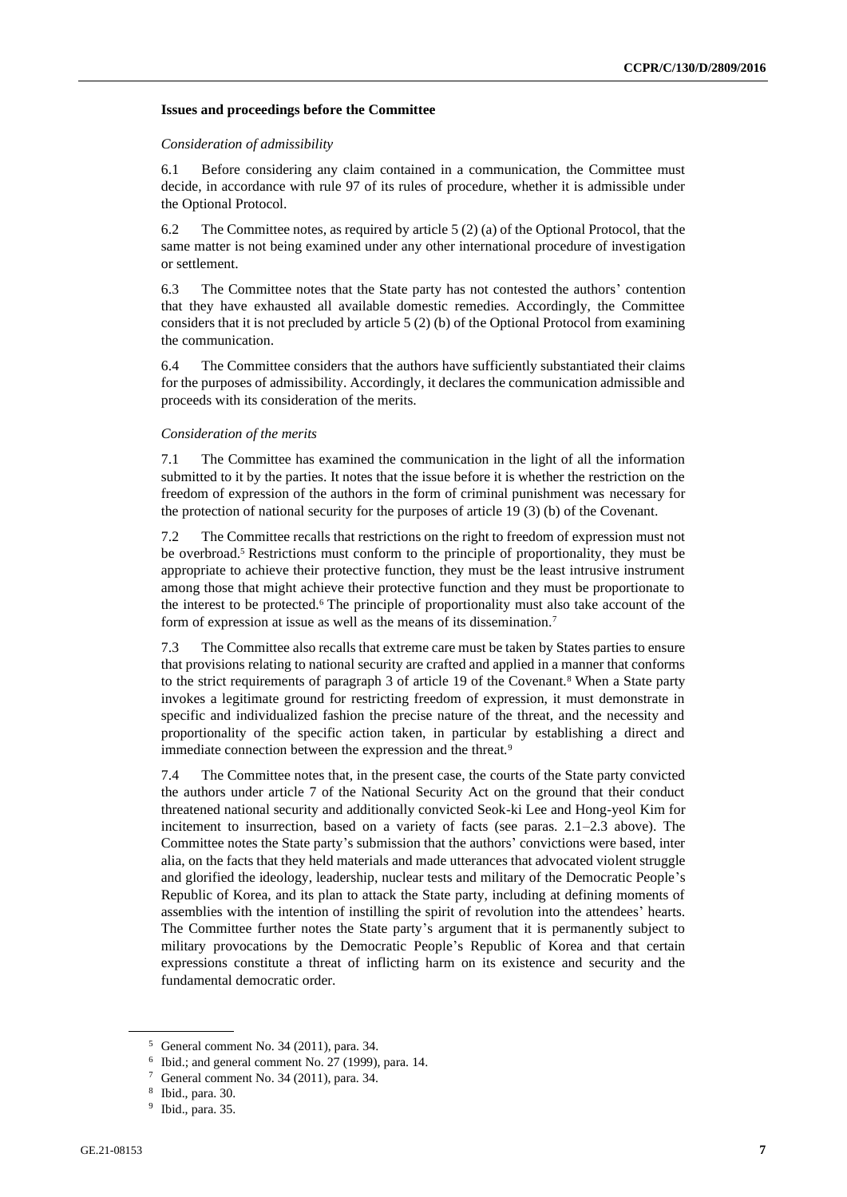### Issues and proceedings before the Committee

*Consideration of admissibility*

6.1 Before considering any claim contained in a communication, the Committee must decide, in accordance with rule 97 of its rules of procedure, whether it is admissible under the Optional Protocol.

6.2 The Committee notes, as required by article 5 (2) (a) of the Optional Protocol, that the same matter is not being examined under any other international procedure of investigation or settlement.

6.3 The Committee notes that the State party has not contested the authors' contention that they have exhausted all available domestic remedies. Accordingly, the Committee considers that it is not precluded by article 5 (2) (b) of the Optional Protocol from examining the communication.

6.4 The Committee considers that the authors have sufficiently substantiated their claims for the purposes of admissibility. Accordingly, it declares the communication admissible and proceeds with its consideration of the merits.

*Consideration of the merits*

7.1 The Committee has examined the communication in the light of all the information submitted to it by the parties. It notes that the issue before it is whether the restriction on the freedom of expression of the authors in the form of criminal punishment was necessary for the protection of national security for the purposes of article 19 (3) (b) of the Covenant.

7.2 The Committee recalls that restrictions on the right to freedom of expression must not be overbroad.[5] Restrictions must conform to the principle of proportionality, they must be appropriate to achieve their protective function, they must be the least intrusive instrument among those that might achieve their protective function and they must be proportionate to the interest to be protected.[6] The principle of proportionality must also take account of the form of expression at issue as well as the means of its dissemination.[7]

7.3 The Committee also recalls that extreme care must be taken by States parties to ensure that provisions relating to national security are crafted and applied in a manner that conforms to the strict requirements of paragraph 3 of article 19 of the Covenant.[8] When a State party invokes a legitimate ground for restricting freedom of expression, it must demonstrate in specific and individualized fashion the precise nature of the threat, and the necessity and proportionality of the specific action taken, in particular by establishing a direct and immediate connection between the expression and the threat.[9]

7.4 The Committee notes that, in the present case, the courts of the State party convicted the authors under article 7 of the National Security Act on the ground that their conduct threatened national security and additionally convicted Seok-ki Lee and Hong-yeol Kim for incitement to insurrection, based on a variety of facts (see paras. 2.1–2.3 above). The Committee notes the State party's submission that the authors' convictions were based, inter alia, on the facts that they held materials and made utterances that advocated violent struggle and glorified the ideology, leadership, nuclear tests and military of the Democratic People's Republic of Korea, and its plan to attack the State party, including at defining moments of assemblies with the intention of instilling the spirit of revolution into the attendees' hearts. The Committee further notes the State party's argument that it is permanently subject to military provocations by the Democratic People's Republic of Korea and that certain expressions constitute a threat of inflicting harm on its existence and security and the fundamental democratic order.

---

[5] General comment No. 34 (2011), para. 34.

[6] Ibid.; and general comment No. 27 (1999), para. 14.

[7] General comment No. 34 (2011), para. 34.

[8] Ibid., para. 30.

[9] Ibid., para. 35.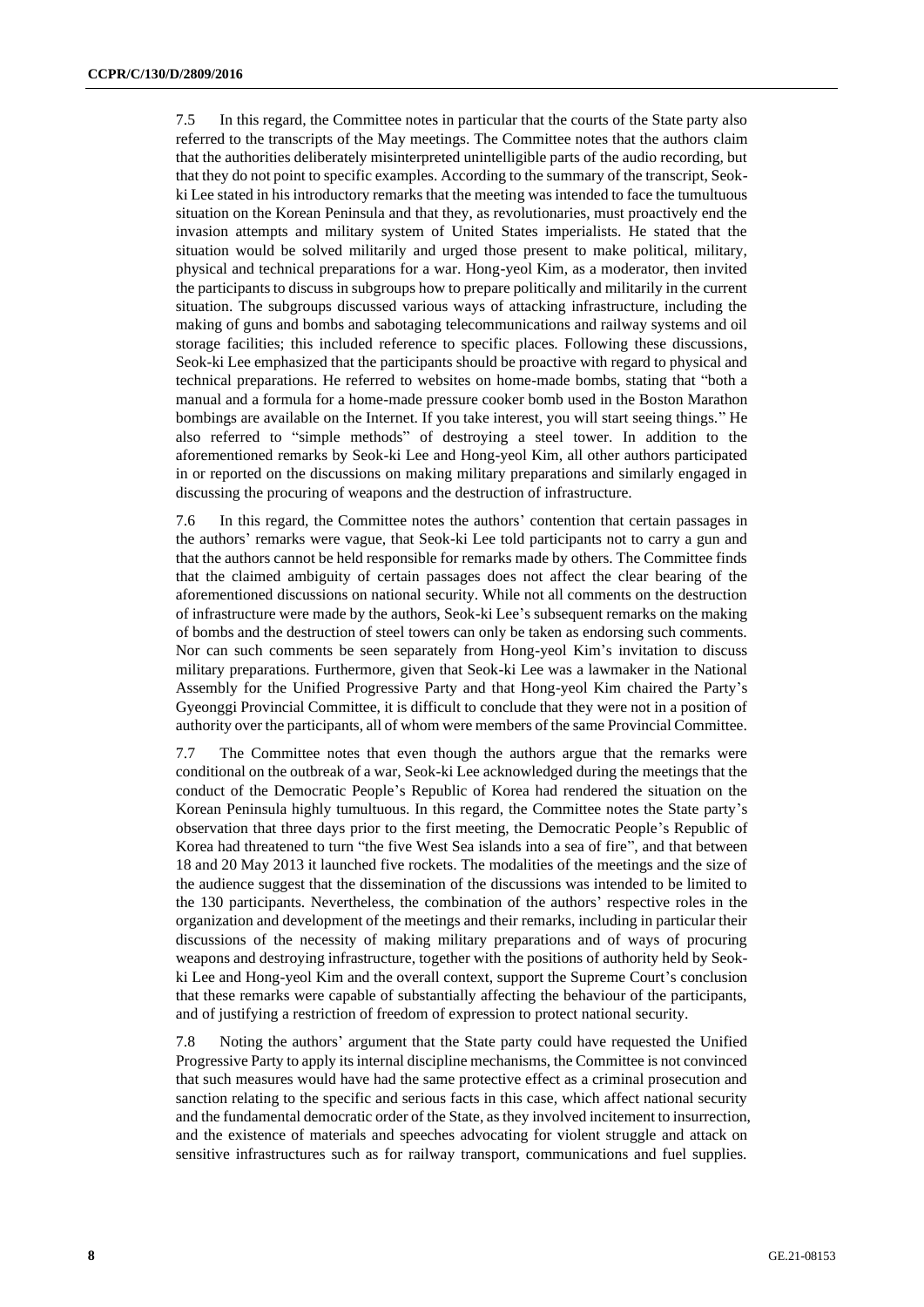7.5 In this regard, the Committee notes in particular that the courts of the State party also referred to the transcripts of the May meetings. The Committee notes that the authors claim that the authorities deliberately misinterpreted unintelligible parts of the audio recording, but that they do not point to specific examples. According to the summary of the transcript, Seok-ki Lee stated in his introductory remarks that the meeting was intended to face the tumultuous situation on the Korean Peninsula and that they, as revolutionaries, must proactively end the invasion attempts and military system of United States imperialists. He stated that the situation would be solved militarily and urged those present to make political, military, physical and technical preparations for a war. Hong-yeol Kim, as a moderator, then invited the participants to discuss in subgroups how to prepare politically and militarily in the current situation. The subgroups discussed various ways of attacking infrastructure, including the making of guns and bombs and sabotaging telecommunications and railway systems and oil storage facilities; this included reference to specific places. Following these discussions, Seok-ki Lee emphasized that the participants should be proactive with regard to physical and technical preparations. He referred to websites on home-made bombs, stating that "both a manual and a formula for a home-made pressure cooker bomb used in the Boston Marathon bombings are available on the Internet. If you take interest, you will start seeing things." He also referred to "simple methods" of destroying a steel tower. In addition to the aforementioned remarks by Seok-ki Lee and Hong-yeol Kim, all other authors participated in or reported on the discussions on making military preparations and similarly engaged in discussing the procuring of weapons and the destruction of infrastructure.

7.6 In this regard, the Committee notes the authors' contention that certain passages in the authors' remarks were vague, that Seok-ki Lee told participants not to carry a gun and that the authors cannot be held responsible for remarks made by others. The Committee finds that the claimed ambiguity of certain passages does not affect the clear bearing of the aforementioned discussions on national security. While not all comments on the destruction of infrastructure were made by the authors, Seok-ki Lee's subsequent remarks on the making of bombs and the destruction of steel towers can only be taken as endorsing such comments. Nor can such comments be seen separately from Hong-yeol Kim's invitation to discuss military preparations. Furthermore, given that Seok-ki Lee was a lawmaker in the National Assembly for the Unified Progressive Party and that Hong-yeol Kim chaired the Party's Gyeonggi Provincial Committee, it is difficult to conclude that they were not in a position of authority over the participants, all of whom were members of the same Provincial Committee.

7.7 The Committee notes that even though the authors argue that the remarks were conditional on the outbreak of a war, Seok-ki Lee acknowledged during the meetings that the conduct of the Democratic People's Republic of Korea had rendered the situation on the Korean Peninsula highly tumultuous. In this regard, the Committee notes the State party's observation that three days prior to the first meeting, the Democratic People's Republic of Korea had threatened to turn "the five West Sea islands into a sea of fire", and that between 18 and 20 May 2013 it launched five rockets. The modalities of the meetings and the size of the audience suggest that the dissemination of the discussions was intended to be limited to the 130 participants. Nevertheless, the combination of the authors' respective roles in the organization and development of the meetings and their remarks, including in particular their discussions of the necessity of making military preparations and of ways of procuring weapons and destroying infrastructure, together with the positions of authority held by Seok-ki Lee and Hong-yeol Kim and the overall context, support the Supreme Court's conclusion that these remarks were capable of substantially affecting the behaviour of the participants, and of justifying a restriction of freedom of expression to protect national security.

7.8 Noting the authors' argument that the State party could have requested the Unified Progressive Party to apply its internal discipline mechanisms, the Committee is not convinced that such measures would have had the same protective effect as a criminal prosecution and sanction relating to the specific and serious facts in this case, which affect national security and the fundamental democratic order of the State, as they involved incitement to insurrection, and the existence of materials and speeches advocating for violent struggle and attack on sensitive infrastructures such as for railway transport, communications and fuel supplies.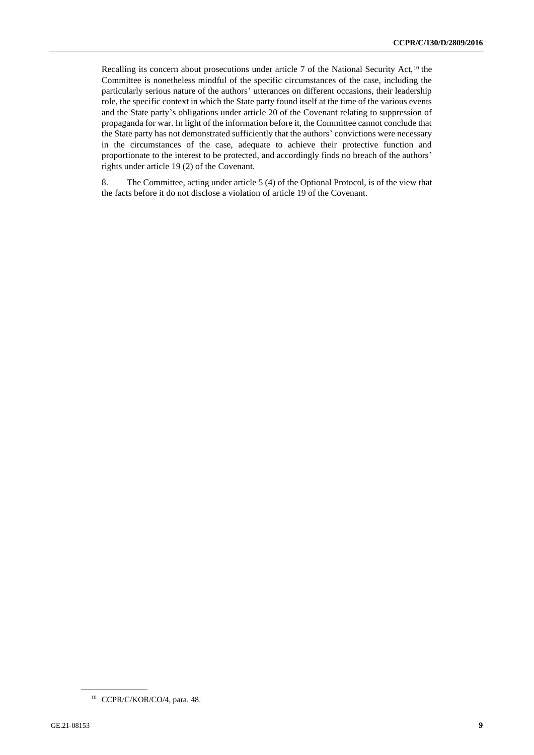Recalling its concern about prosecutions under article 7 of the National Security Act,[10] the Committee is nonetheless mindful of the specific circumstances of the case, including the particularly serious nature of the authors' utterances on different occasions, their leadership role, the specific context in which the State party found itself at the time of the various events and the State party's obligations under article 20 of the Covenant relating to suppression of propaganda for war. In light of the information before it, the Committee cannot conclude that the State party has not demonstrated sufficiently that the authors' convictions were necessary in the circumstances of the case, adequate to achieve their protective function and proportionate to the interest to be protected, and accordingly finds no breach of the authors' rights under article 19 (2) of the Covenant.

8. The Committee, acting under article 5 (4) of the Optional Protocol, is of the view that the facts before it do not disclose a violation of article 19 of the Covenant.

[10] CCPR/C/KOR/CO/4, para. 48.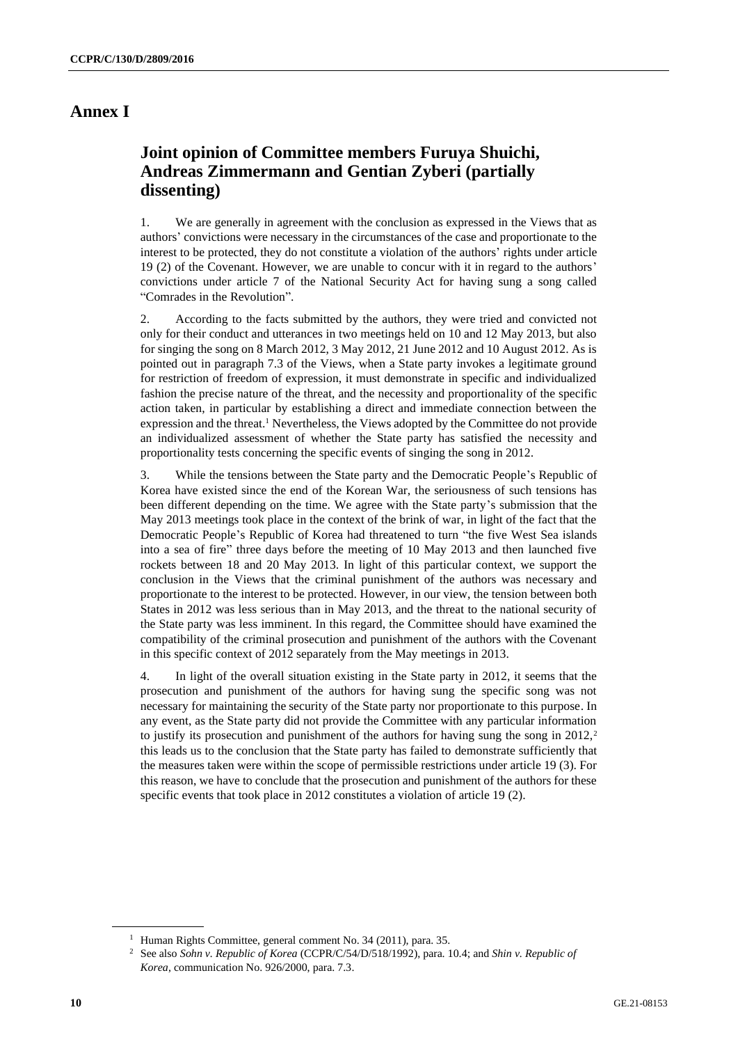# Annex I

## Joint opinion of Committee members Furuya Shuichi, Andreas Zimmermann and Gentian Zyberi (partially dissenting)

1. We are generally in agreement with the conclusion as expressed in the Views that as authors' convictions were necessary in the circumstances of the case and proportionate to the interest to be protected, they do not constitute a violation of the authors' rights under article 19 (2) of the Covenant. However, we are unable to concur with it in regard to the authors' convictions under article 7 of the National Security Act for having sung a song called "Comrades in the Revolution".

2. According to the facts submitted by the authors, they were tried and convicted not only for their conduct and utterances in two meetings held on 10 and 12 May 2013, but also for singing the song on 8 March 2012, 3 May 2012, 21 June 2012 and 10 August 2012. As is pointed out in paragraph 7.3 of the Views, when a State party invokes a legitimate ground for restriction of freedom of expression, it must demonstrate in specific and individualized fashion the precise nature of the threat, and the necessity and proportionality of the specific action taken, in particular by establishing a direct and immediate connection between the expression and the threat.[1] Nevertheless, the Views adopted by the Committee do not provide an individualized assessment of whether the State party has satisfied the necessity and proportionality tests concerning the specific events of singing the song in 2012.

3. While the tensions between the State party and the Democratic People's Republic of Korea have existed since the end of the Korean War, the seriousness of such tensions has been different depending on the time. We agree with the State party's submission that the May 2013 meetings took place in the context of the brink of war, in light of the fact that the Democratic People's Republic of Korea had threatened to turn "the five West Sea islands into a sea of fire" three days before the meeting of 10 May 2013 and then launched five rockets between 18 and 20 May 2013. In light of this particular context, we support the conclusion in the Views that the criminal punishment of the authors was necessary and proportionate to the interest to be protected. However, in our view, the tension between both States in 2012 was less serious than in May 2013, and the threat to the national security of the State party was less imminent. In this regard, the Committee should have examined the compatibility of the criminal prosecution and punishment of the authors with the Covenant in this specific context of 2012 separately from the May meetings in 2013.

4. In light of the overall situation existing in the State party in 2012, it seems that the prosecution and punishment of the authors for having sung the specific song was not necessary for maintaining the security of the State party nor proportionate to this purpose. In any event, as the State party did not provide the Committee with any particular information to justify its prosecution and punishment of the authors for having sung the song in 2012,[2] this leads us to the conclusion that the State party has failed to demonstrate sufficiently that the measures taken were within the scope of permissible restrictions under article 19 (3). For this reason, we have to conclude that the prosecution and punishment of the authors for these specific events that took place in 2012 constitutes a violation of article 19 (2).

[1] Human Rights Committee, general comment No. 34 (2011), para. 35.

[2] See also *Sohn v. Republic of Korea* (CCPR/C/54/D/518/1992), para. 10.4; and *Shin v. Republic of Korea*, communication No. 926/2000, para. 7.3.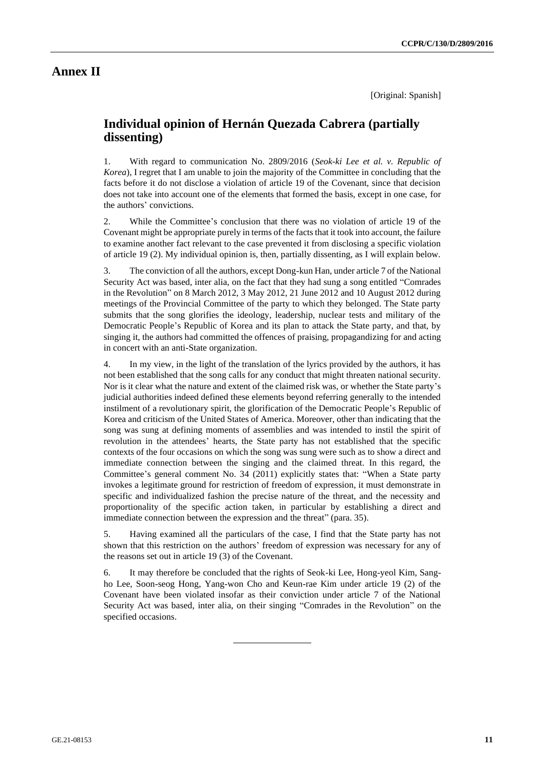# Annex II

[Original: Spanish]

## Individual opinion of Hernán Quezada Cabrera (partially dissenting)

1. With regard to communication No. 2809/2016 (*Seok-ki Lee et al. v. Republic of Korea*), I regret that I am unable to join the majority of the Committee in concluding that the facts before it do not disclose a violation of article 19 of the Covenant, since that decision does not take into account one of the elements that formed the basis, except in one case, for the authors' convictions.

2. While the Committee's conclusion that there was no violation of article 19 of the Covenant might be appropriate purely in terms of the facts that it took into account, the failure to examine another fact relevant to the case prevented it from disclosing a specific violation of article 19 (2). My individual opinion is, then, partially dissenting, as I will explain below.

3. The conviction of all the authors, except Dong-kun Han, under article 7 of the National Security Act was based, inter alia, on the fact that they had sung a song entitled "Comrades in the Revolution" on 8 March 2012, 3 May 2012, 21 June 2012 and 10 August 2012 during meetings of the Provincial Committee of the party to which they belonged. The State party submits that the song glorifies the ideology, leadership, nuclear tests and military of the Democratic People's Republic of Korea and its plan to attack the State party, and that, by singing it, the authors had committed the offences of praising, propagandizing for and acting in concert with an anti-State organization.

4. In my view, in the light of the translation of the lyrics provided by the authors, it has not been established that the song calls for any conduct that might threaten national security. Nor is it clear what the nature and extent of the claimed risk was, or whether the State party's judicial authorities indeed defined these elements beyond referring generally to the intended instilment of a revolutionary spirit, the glorification of the Democratic People's Republic of Korea and criticism of the United States of America. Moreover, other than indicating that the song was sung at defining moments of assemblies and was intended to instil the spirit of revolution in the attendees' hearts, the State party has not established that the specific contexts of the four occasions on which the song was sung were such as to show a direct and immediate connection between the singing and the claimed threat. In this regard, the Committee's general comment No. 34 (2011) explicitly states that: "When a State party invokes a legitimate ground for restriction of freedom of expression, it must demonstrate in specific and individualized fashion the precise nature of the threat, and the necessity and proportionality of the specific action taken, in particular by establishing a direct and immediate connection between the expression and the threat" (para. 35).

5. Having examined all the particulars of the case, I find that the State party has not shown that this restriction on the authors' freedom of expression was necessary for any of the reasons set out in article 19 (3) of the Covenant.

6. It may therefore be concluded that the rights of Seok-ki Lee, Hong-yeol Kim, Sang-ho Lee, Soon-seog Hong, Yang-won Cho and Keun-rae Kim under article 19 (2) of the Covenant have been violated insofar as their conviction under article 7 of the National Security Act was based, inter alia, on their singing "Comrades in the Revolution" on the specified occasions.